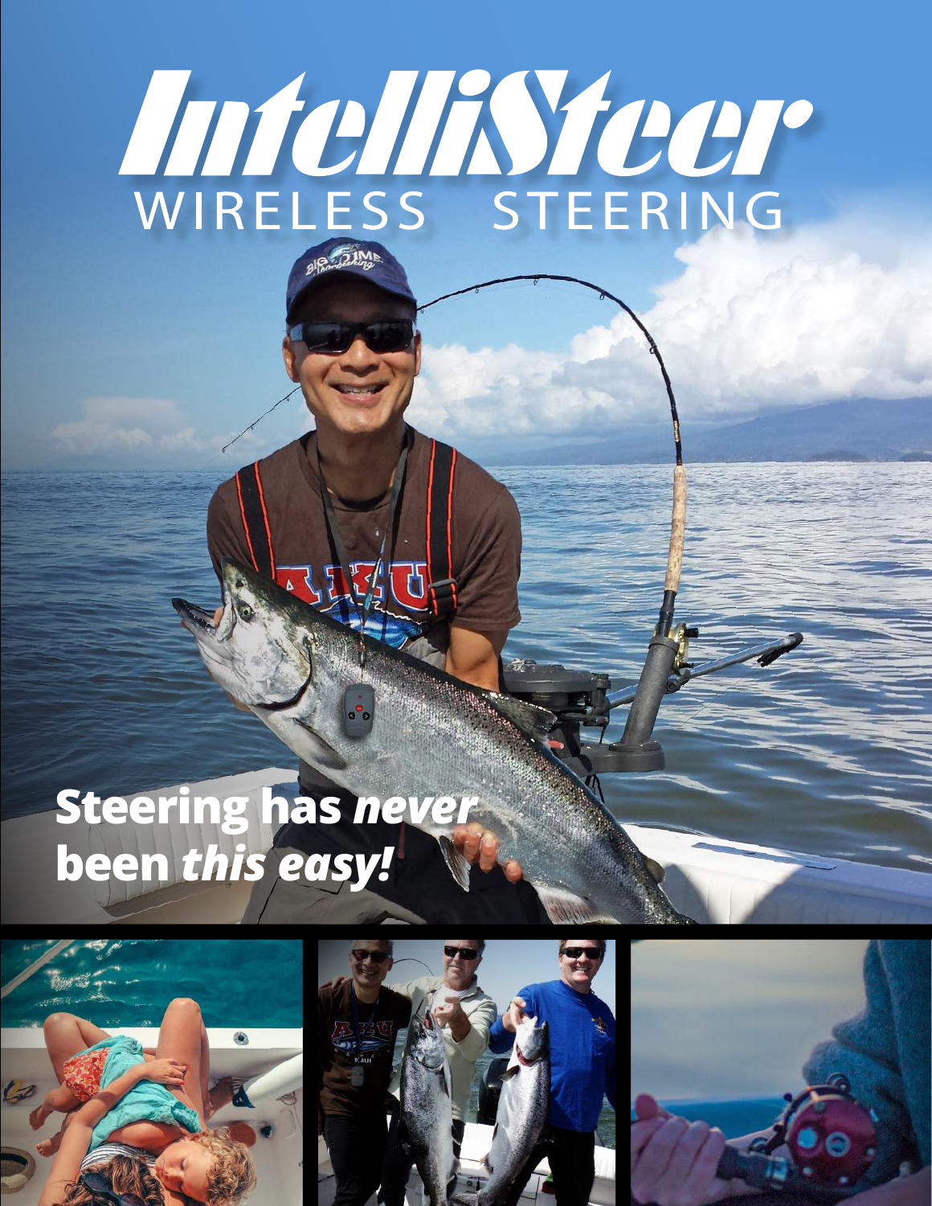# IntelliSteer
## WIRELESS STEERING

**Steering has *never* been *this easy!***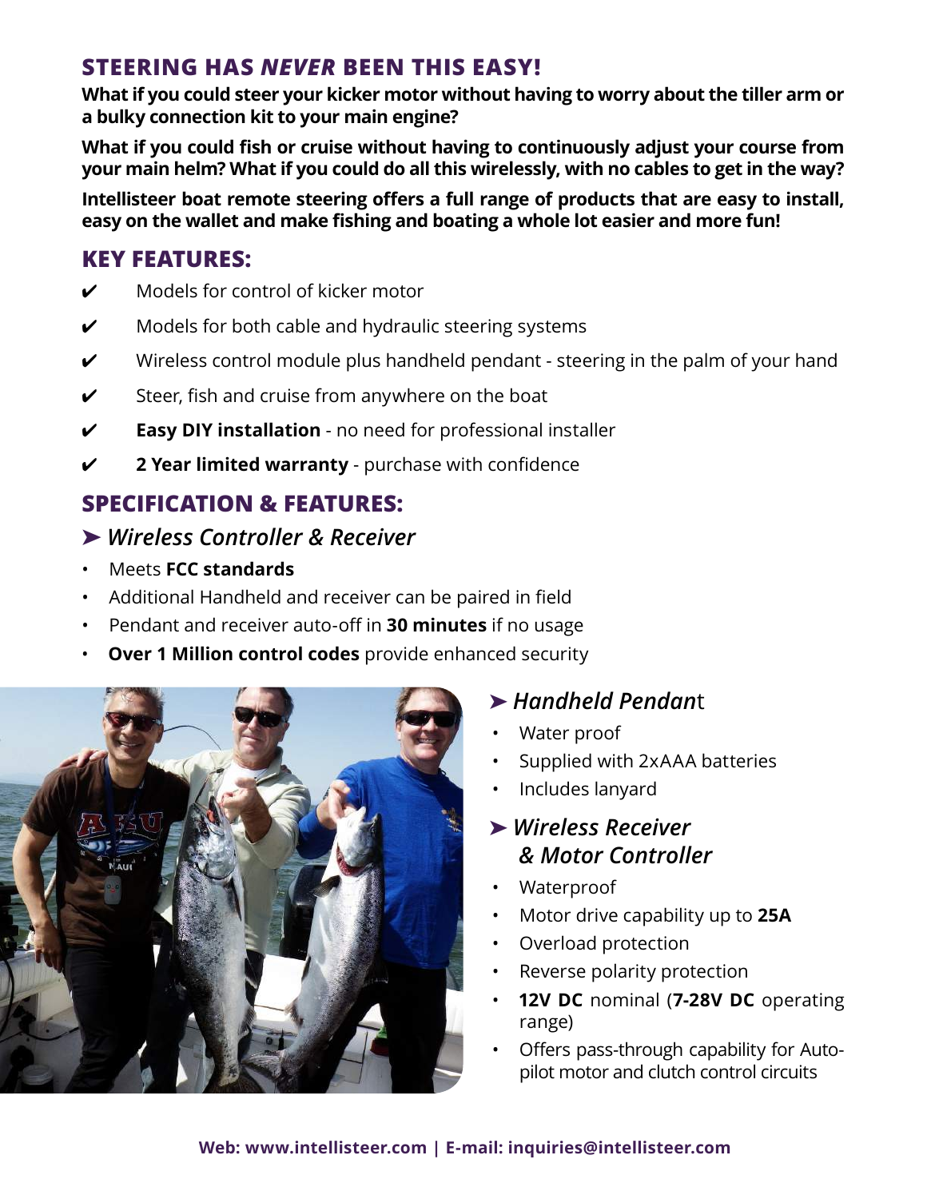## STEERING HAS *NEVER* BEEN THIS EASY!

**What if you could steer your kicker motor without having to worry about the tiller arm or a bulky connection kit to your main engine?**

**What if you could fish or cruise without having to continuously adjust your course from your main helm? What if you could do all this wirelessly, with no cables to get in the way?**

**Intellisteer boat remote steering offers a full range of products that are easy to install, easy on the wallet and make fishing and boating a whole lot easier and more fun!**

## KEY FEATURES:

- ✔ Models for control of kicker motor
- ✔ Models for both cable and hydraulic steering systems
- ✔ Wireless control module plus handheld pendant - steering in the palm of your hand
- ✔ Steer, fish and cruise from anywhere on the boat
- ✔ **Easy DIY installation** - no need for professional installer
- ✔ **2 Year limited warranty** - purchase with confidence

## SPECIFICATION & FEATURES:

### ➤ *Wireless Controller & Receiver*

- Meets **FCC standards**
- Additional Handheld and receiver can be paired in field
- Pendant and receiver auto-off in **30 minutes** if no usage
- **Over 1 Million control codes** provide enhanced security

### ➤ *Handheld Pendant*

- Water proof
- Supplied with 2xAAA batteries
- Includes lanyard

### ➤ *Wireless Receiver & Motor Controller*

- Waterproof
- Motor drive capability up to **25A**
- Overload protection
- Reverse polarity protection
- **12V DC** nominal (**7-28V DC** operating range)
- Offers pass-through capability for Auto-pilot motor and clutch control circuits

**Web: www.intellisteer.com | E-mail: inquiries@intellisteer.com**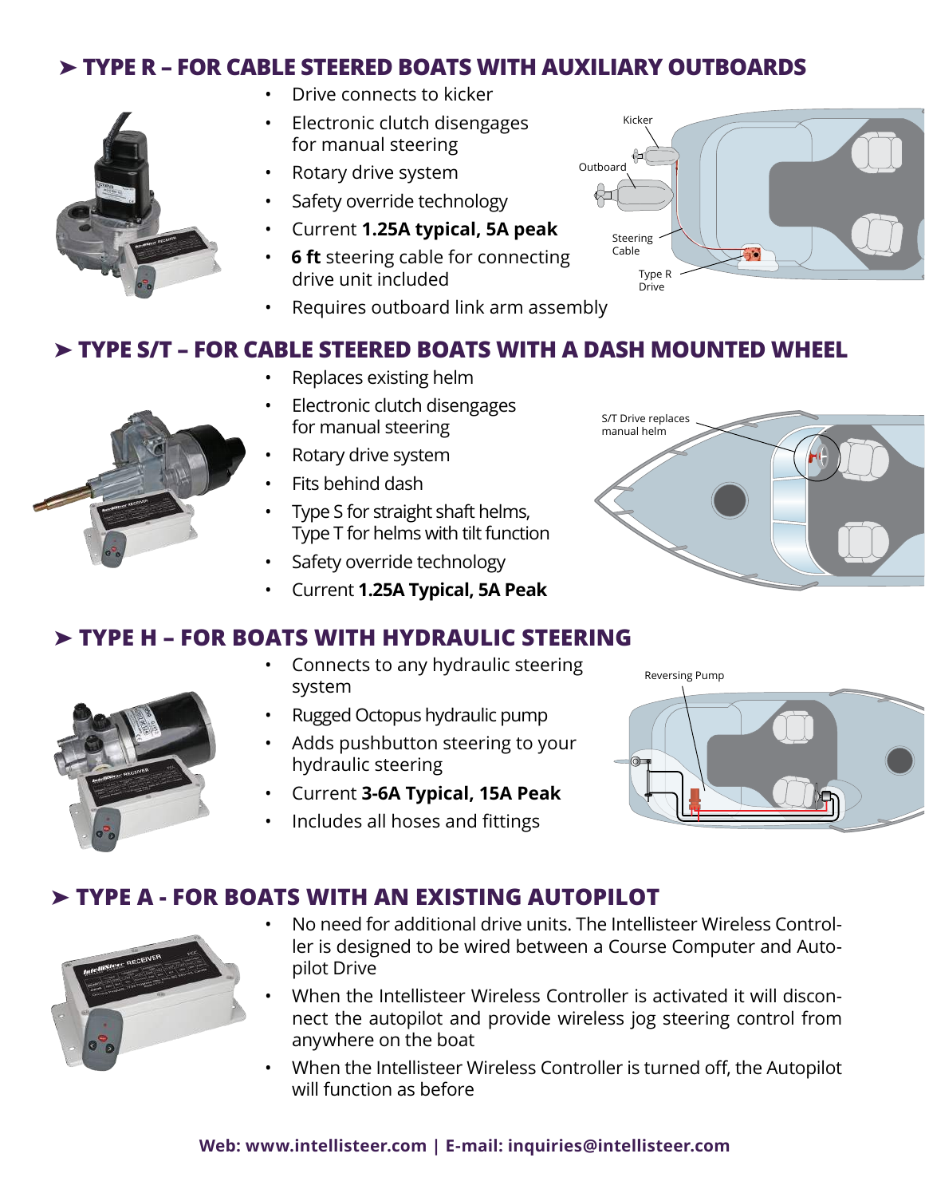## ➤ TYPE R – FOR CABLE STEERED BOATS WITH AUXILIARY OUTBOARDS

- Drive connects to kicker
- Electronic clutch disengages for manual steering
- Rotary drive system
- Safety override technology
- Current **1.25A typical, 5A peak**
- **6 ft** steering cable for connecting drive unit included
- Requires outboard link arm assembly

Kicker

Outboard

Steering Cable

Type R Drive

## ➤ TYPE S/T – FOR CABLE STEERED BOATS WITH A DASH MOUNTED WHEEL

- Replaces existing helm
- Electronic clutch disengages for manual steering
- Rotary drive system
- Fits behind dash
- Type S for straight shaft helms, Type T for helms with tilt function
- Safety override technology
- Current **1.25A Typical, 5A Peak**

S/T Drive replaces manual helm

## ➤ TYPE H – FOR BOATS WITH HYDRAULIC STEERING

- Connects to any hydraulic steering system
- Rugged Octopus hydraulic pump
- Adds pushbutton steering to your hydraulic steering
- Current **3-6A Typical, 15A Peak**
- Includes all hoses and fittings

Reversing Pump

## ➤ TYPE A - FOR BOATS WITH AN EXISTING AUTOPILOT

- No need for additional drive units. The Intellisteer Wireless Controller is designed to be wired between a Course Computer and Autopilot Drive
- When the Intellisteer Wireless Controller is activated it will disconnect the autopilot and provide wireless jog steering control from anywhere on the boat
- When the Intellisteer Wireless Controller is turned off, the Autopilot will function as before

**Web: www.intellisteer.com | E-mail: inquiries@intellisteer.com**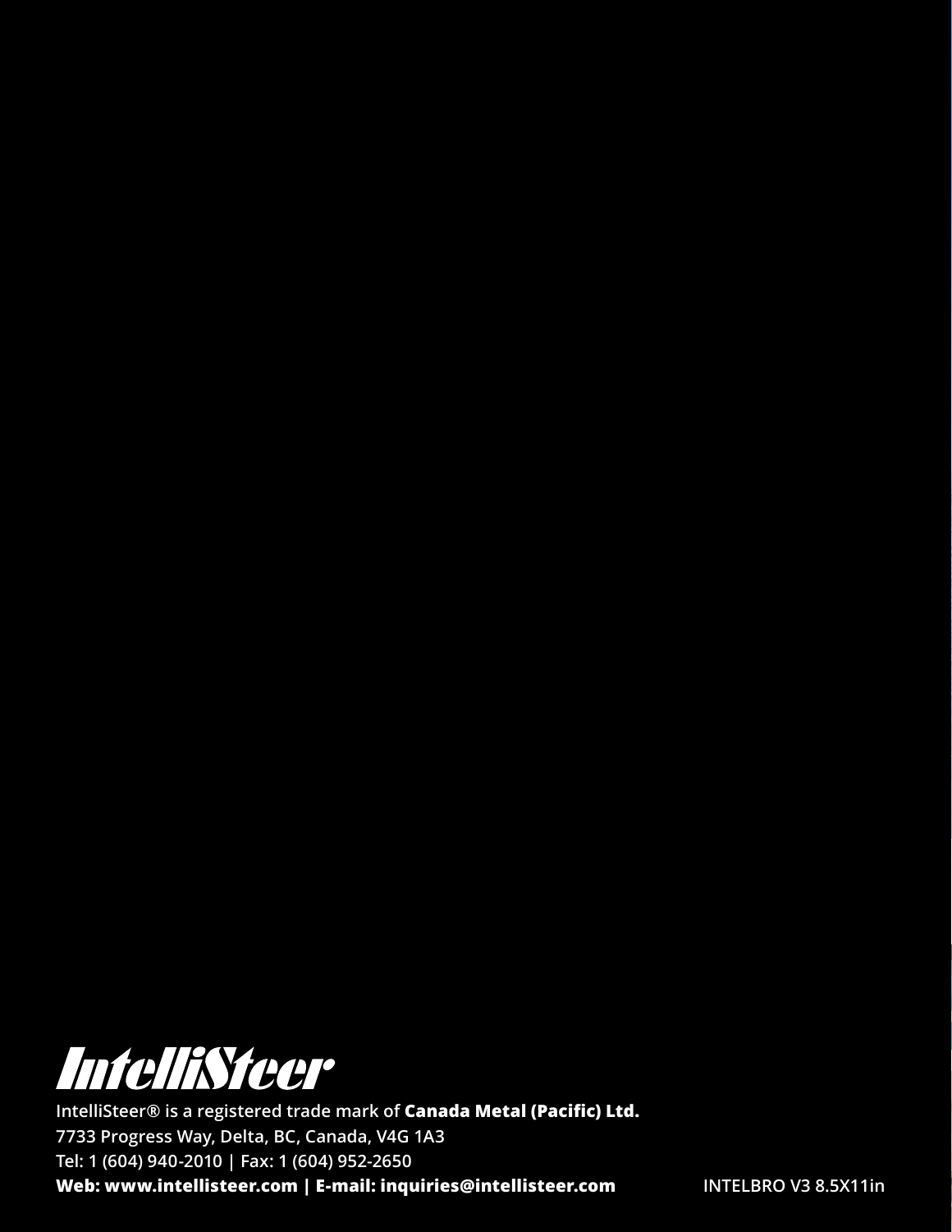IntelliSteer

IntelliSteer® is a registered trade mark of **Canada Metal (Pacific) Ltd.**

7733 Progress Way, Delta, BC, Canada, V4G 1A3

Tel: 1 (604) 940-2010 | Fax: 1 (604) 952-2650

**Web: www.intellisteer.com | E-mail: inquiries@intellisteer.com**

INTELBRO V3 8.5X11in